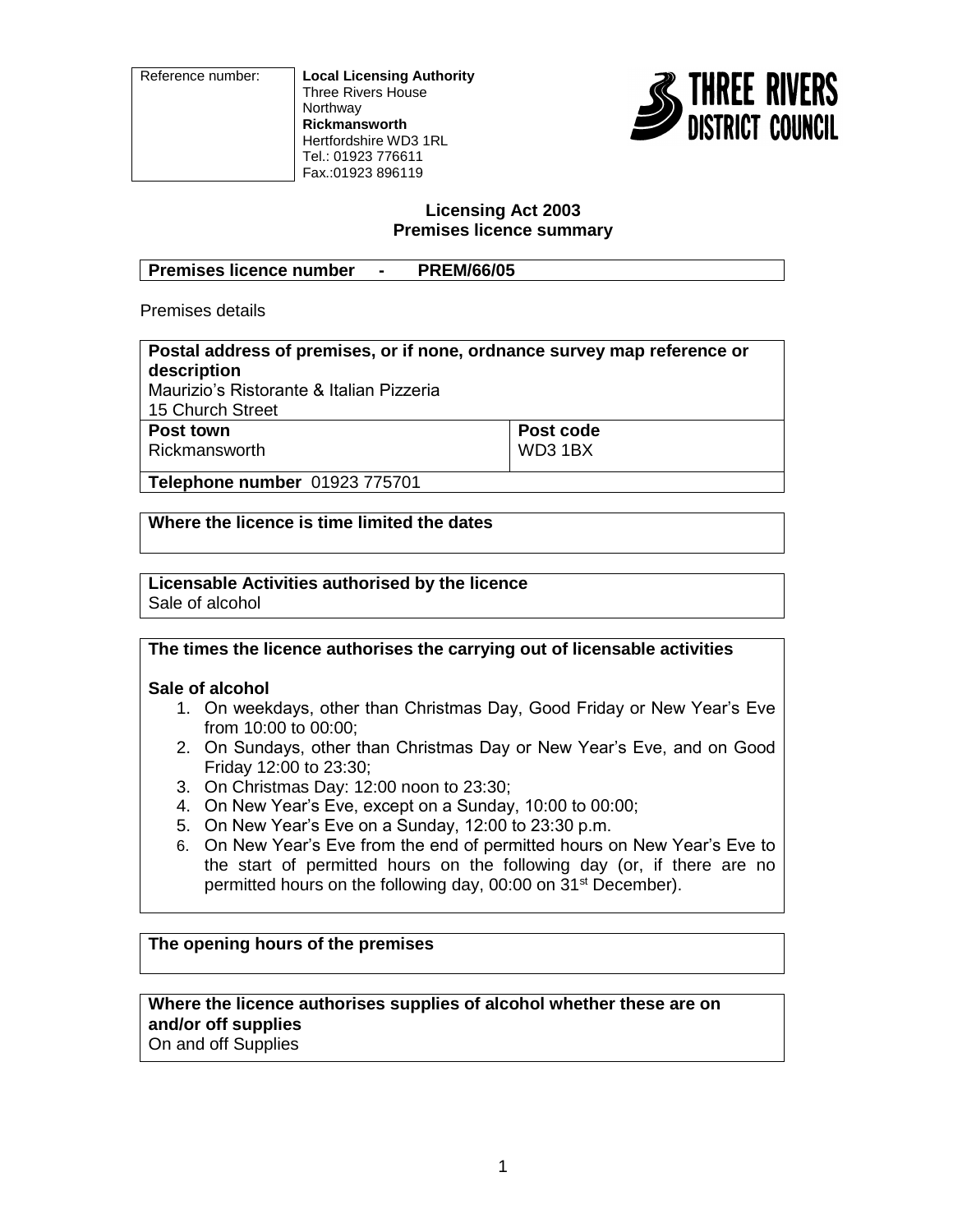| Reference number: | **Local Licensing Authority**<br>Three Rivers House<br>Northway<br>**Rickmansworth**<br>Hertfordshire WD3 1RL<br>Tel.: 01923 776611<br>Fax.:01923 896119 |
|---|---|

THREE RIVERS DISTRICT COUNCIL

**Licensing Act 2003**
**Premises licence summary**

**Premises licence number - PREM/66/05**

Premises details

**Postal address of premises, or if none, ordnance survey map reference or description**
Maurizio's Ristorante & Italian Pizzeria
15 Church Street

| **Post town** | **Post code** |
|---|---|
| Rickmansworth | WD3 1BX |

**Telephone number** 01923 775701

**Where the licence is time limited the dates**

**Licensable Activities authorised by the licence**
Sale of alcohol

**The times the licence authorises the carrying out of licensable activities**

**Sale of alcohol**

1. On weekdays, other than Christmas Day, Good Friday or New Year's Eve from 10:00 to 00:00;
2. On Sundays, other than Christmas Day or New Year's Eve, and on Good Friday 12:00 to 23:30;
3. On Christmas Day: 12:00 noon to 23:30;
4. On New Year's Eve, except on a Sunday, 10:00 to 00:00;
5. On New Year's Eve on a Sunday, 12:00 to 23:30 p.m.
6. On New Year's Eve from the end of permitted hours on New Year's Eve to the start of permitted hours on the following day (or, if there are no permitted hours on the following day, 00:00 on 31st December).

**The opening hours of the premises**

**Where the licence authorises supplies of alcohol whether these are on and/or off supplies**
On and off Supplies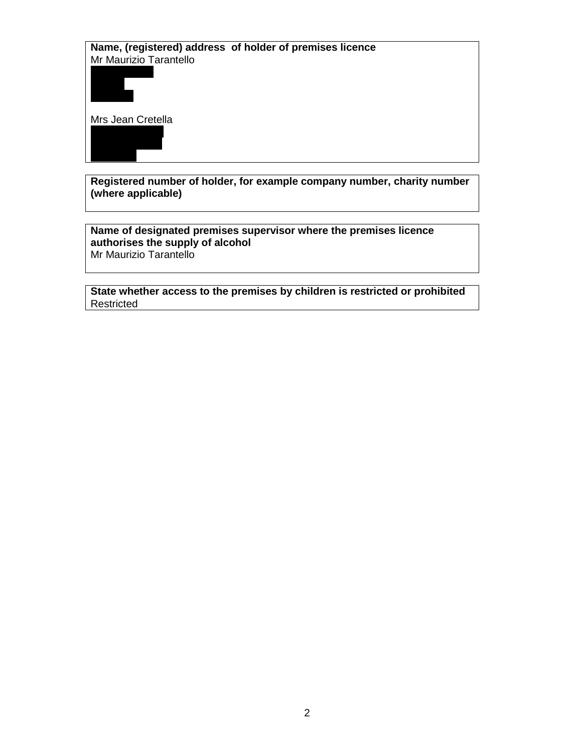**Name, (registered) address of holder of premises licence**

Mr Maurizio Tarantello

Mrs Jean Cretella

**Registered number of holder, for example company number, charity number (where applicable)**

**Name of designated premises supervisor where the premises licence authorises the supply of alcohol**

Mr Maurizio Tarantello

**State whether access to the premises by children is restricted or prohibited**

Restricted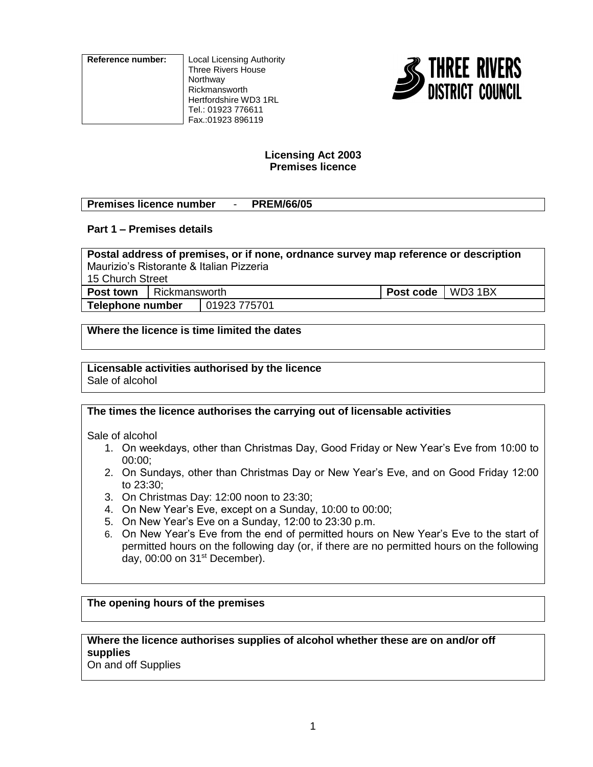| Reference number: | Local Licensing Authority<br>Three Rivers House<br>Northway<br>Rickmansworth<br>Hertfordshire WD3 1RL<br>Tel.: 01923 776611<br>Fax.:01923 896119 |
|---|---|
| | |

THREE RIVERS DISTRICT COUNCIL

**Licensing Act 2003**
**Premises licence**

**Premises licence number - PREM/66/05**

### Part 1 – Premises details

| Postal address of premises, or if none, ordnance survey map reference or description | | | |
|---|---|---|---|
| Maurizio's Ristorante & Italian Pizzeria<br>15 Church Street | | | |
| **Post town** | Rickmansworth | **Post code** | WD3 1BX |
| **Telephone number** | 01923 775701 | | |

**Where the licence is time limited the dates**

**Licensable activities authorised by the licence**
Sale of alcohol

**The times the licence authorises the carrying out of licensable activities**

Sale of alcohol

1. On weekdays, other than Christmas Day, Good Friday or New Year's Eve from 10:00 to 00:00;
2. On Sundays, other than Christmas Day or New Year's Eve, and on Good Friday 12:00 to 23:30;
3. On Christmas Day: 12:00 noon to 23:30;
4. On New Year's Eve, except on a Sunday, 10:00 to 00:00;
5. On New Year's Eve on a Sunday, 12:00 to 23:30 p.m.
6. On New Year's Eve from the end of permitted hours on New Year's Eve to the start of permitted hours on the following day (or, if there are no permitted hours on the following day, 00:00 on 31st December).

**The opening hours of the premises**

**Where the licence authorises supplies of alcohol whether these are on and/or off supplies**
On and off Supplies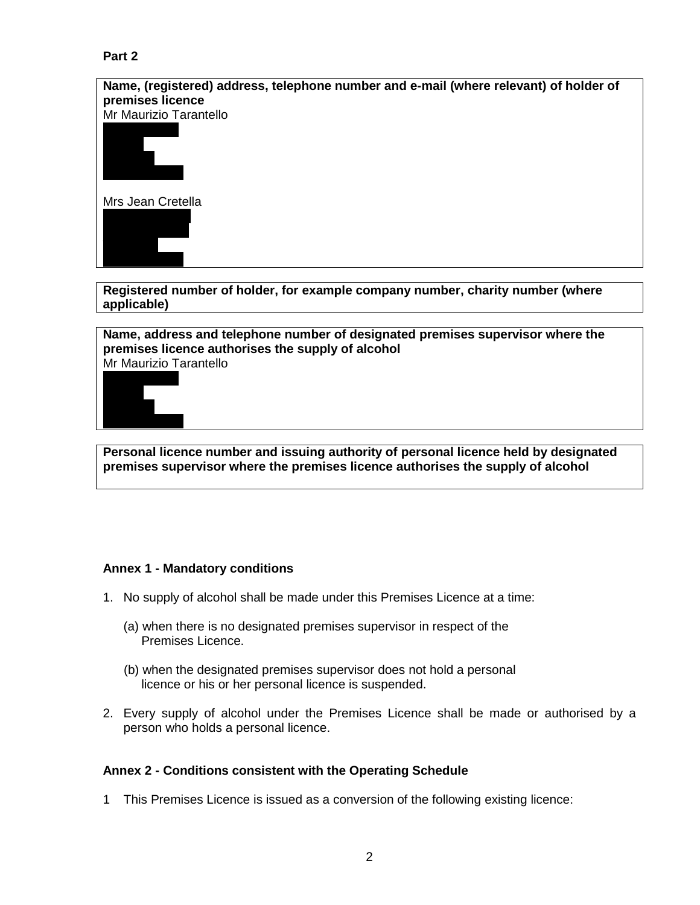**Part 2**

**Name, (registered) address, telephone number and e-mail (where relevant) of holder of premises licence**

Mr Maurizio Tarantello

Mrs Jean Cretella

**Registered number of holder, for example company number, charity number (where applicable)**

**Name, address and telephone number of designated premises supervisor where the premises licence authorises the supply of alcohol**

Mr Maurizio Tarantello

**Personal licence number and issuing authority of personal licence held by designated premises supervisor where the premises licence authorises the supply of alcohol**

### Annex 1 - Mandatory conditions

1. No supply of alcohol shall be made under this Premises Licence at a time:

   (a) when there is no designated premises supervisor in respect of the Premises Licence.

   (b) when the designated premises supervisor does not hold a personal licence or his or her personal licence is suspended.

2. Every supply of alcohol under the Premises Licence shall be made or authorised by a person who holds a personal licence.

### Annex 2 - Conditions consistent with the Operating Schedule

1 This Premises Licence is issued as a conversion of the following existing licence: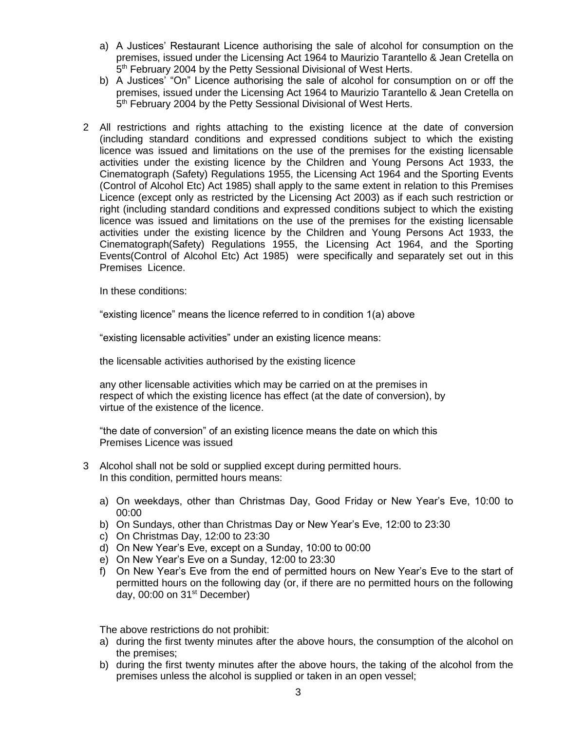a) A Justices' Restaurant Licence authorising the sale of alcohol for consumption on the premises, issued under the Licensing Act 1964 to Maurizio Tarantello & Jean Cretella on 5th February 2004 by the Petty Sessional Divisional of West Herts.
b) A Justices' "On" Licence authorising the sale of alcohol for consumption on or off the premises, issued under the Licensing Act 1964 to Maurizio Tarantello & Jean Cretella on 5th February 2004 by the Petty Sessional Divisional of West Herts.

2 All restrictions and rights attaching to the existing licence at the date of conversion (including standard conditions and expressed conditions subject to which the existing licence was issued and limitations on the use of the premises for the existing licensable activities under the existing licence by the Children and Young Persons Act 1933, the Cinematograph (Safety) Regulations 1955, the Licensing Act 1964 and the Sporting Events (Control of Alcohol Etc) Act 1985) shall apply to the same extent in relation to this Premises Licence (except only as restricted by the Licensing Act 2003) as if each such restriction or right (including standard conditions and expressed conditions subject to which the existing licence was issued and limitations on the use of the premises for the existing licensable activities under the existing licence by the Children and Young Persons Act 1933, the Cinematograph(Safety) Regulations 1955, the Licensing Act 1964, and the Sporting Events(Control of Alcohol Etc) Act 1985) were specifically and separately set out in this Premises Licence.

In these conditions:

"existing licence" means the licence referred to in condition 1(a) above

"existing licensable activities" under an existing licence means:

the licensable activities authorised by the existing licence

any other licensable activities which may be carried on at the premises in respect of which the existing licence has effect (at the date of conversion), by virtue of the existence of the licence.

"the date of conversion" of an existing licence means the date on which this Premises Licence was issued

3 Alcohol shall not be sold or supplied except during permitted hours.
In this condition, permitted hours means:

a) On weekdays, other than Christmas Day, Good Friday or New Year's Eve, 10:00 to 00:00
b) On Sundays, other than Christmas Day or New Year's Eve, 12:00 to 23:30
c) On Christmas Day, 12:00 to 23:30
d) On New Year's Eve, except on a Sunday, 10:00 to 00:00
e) On New Year's Eve on a Sunday, 12:00 to 23:30
f) On New Year's Eve from the end of permitted hours on New Year's Eve to the start of permitted hours on the following day (or, if there are no permitted hours on the following day, 00:00 on 31st December)

The above restrictions do not prohibit:
a) during the first twenty minutes after the above hours, the consumption of the alcohol on the premises;
b) during the first twenty minutes after the above hours, the taking of the alcohol from the premises unless the alcohol is supplied or taken in an open vessel;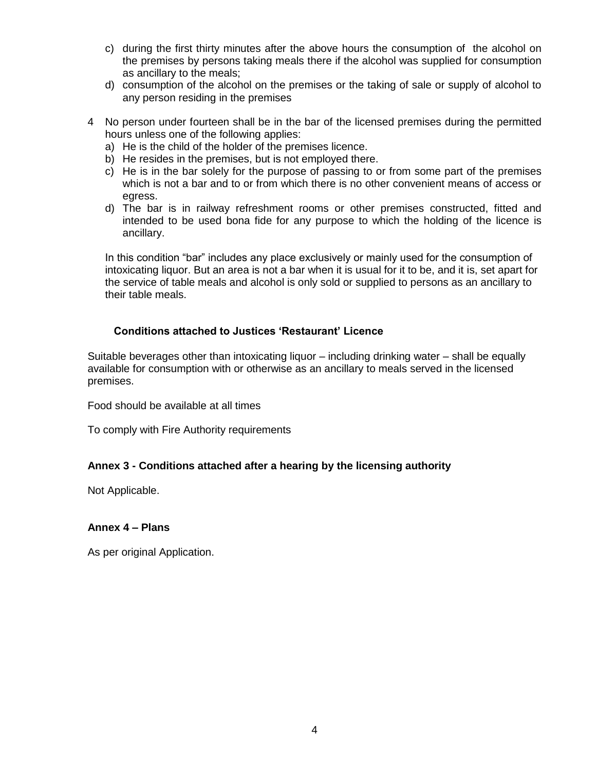c) during the first thirty minutes after the above hours the consumption of the alcohol on the premises by persons taking meals there if the alcohol was supplied for consumption as ancillary to the meals;
d) consumption of the alcohol on the premises or the taking of sale or supply of alcohol to any person residing in the premises

4 No person under fourteen shall be in the bar of the licensed premises during the permitted hours unless one of the following applies:
   a) He is the child of the holder of the premises licence.
   b) He resides in the premises, but is not employed there.
   c) He is in the bar solely for the purpose of passing to or from some part of the premises which is not a bar and to or from which there is no other convenient means of access or egress.
   d) The bar is in railway refreshment rooms or other premises constructed, fitted and intended to be used bona fide for any purpose to which the holding of the licence is ancillary.

   In this condition "bar" includes any place exclusively or mainly used for the consumption of intoxicating liquor. But an area is not a bar when it is usual for it to be, and it is, set apart for the service of table meals and alcohol is only sold or supplied to persons as an ancillary to their table meals.

**Conditions attached to Justices 'Restaurant' Licence**

Suitable beverages other than intoxicating liquor – including drinking water – shall be equally available for consumption with or otherwise as an ancillary to meals served in the licensed premises.

Food should be available at all times

To comply with Fire Authority requirements

**Annex 3 - Conditions attached after a hearing by the licensing authority**

Not Applicable.

**Annex 4 – Plans**

As per original Application.